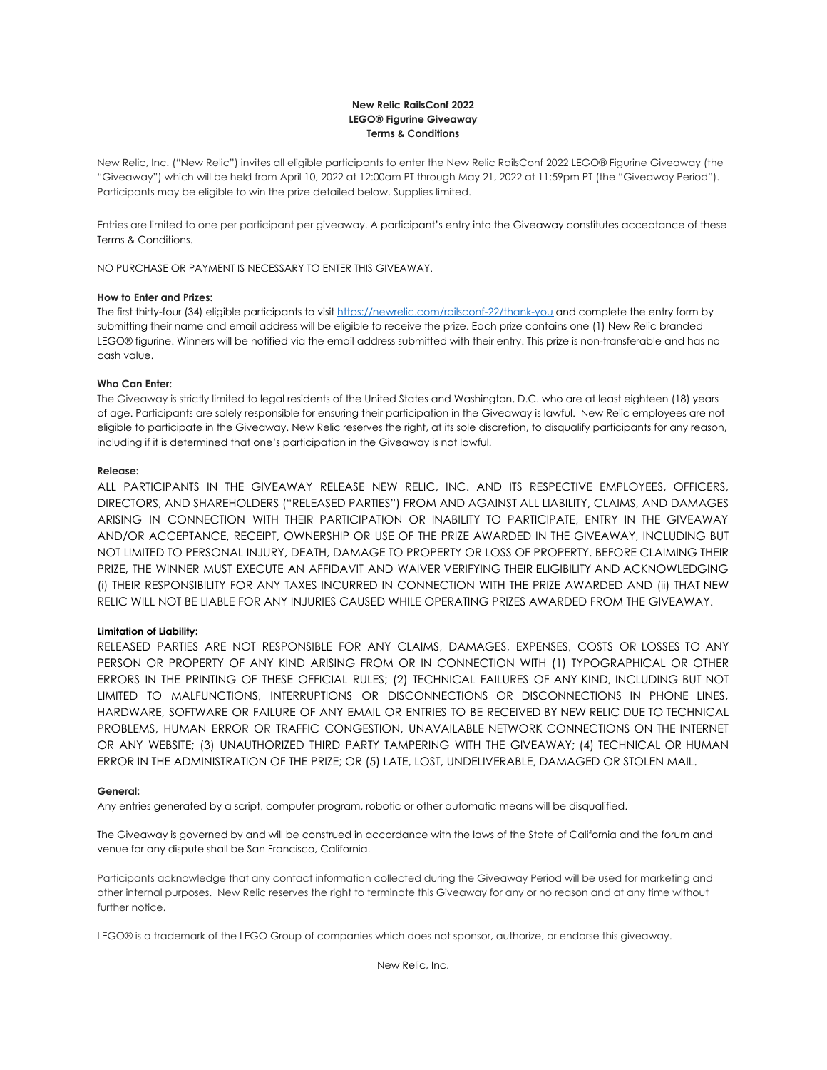**New Relic RailsConf 2022**
**LEGO® Figurine Giveaway**
**Terms & Conditions**

New Relic, Inc. ("New Relic") invites all eligible participants to enter the New Relic RailsConf 2022 LEGO® Figurine Giveaway (the "Giveaway") which will be held from April 10, 2022 at 12:00am PT through May 21, 2022 at 11:59pm PT (the "Giveaway Period"). Participants may be eligible to win the prize detailed below. Supplies limited.

Entries are limited to one per participant per giveaway. A participant's entry into the Giveaway constitutes acceptance of these Terms & Conditions.

NO PURCHASE OR PAYMENT IS NECESSARY TO ENTER THIS GIVEAWAY.

**How to Enter and Prizes:**
The first thirty-four (34) eligible participants to visit https://newrelic.com/railsconf-22/thank-you and complete the entry form by submitting their name and email address will be eligible to receive the prize. Each prize contains one (1) New Relic branded LEGO® figurine. Winners will be notified via the email address submitted with their entry. This prize is non-transferable and has no cash value.

**Who Can Enter:**
The Giveaway is strictly limited to legal residents of the United States and Washington, D.C. who are at least eighteen (18) years of age. Participants are solely responsible for ensuring their participation in the Giveaway is lawful. New Relic employees are not eligible to participate in the Giveaway. New Relic reserves the right, at its sole discretion, to disqualify participants for any reason, including if it is determined that one's participation in the Giveaway is not lawful.

**Release:**
ALL PARTICIPANTS IN THE GIVEAWAY RELEASE NEW RELIC, INC. AND ITS RESPECTIVE EMPLOYEES, OFFICERS, DIRECTORS, AND SHAREHOLDERS ("RELEASED PARTIES") FROM AND AGAINST ALL LIABILITY, CLAIMS, AND DAMAGES ARISING IN CONNECTION WITH THEIR PARTICIPATION OR INABILITY TO PARTICIPATE, ENTRY IN THE GIVEAWAY AND/OR ACCEPTANCE, RECEIPT, OWNERSHIP OR USE OF THE PRIZE AWARDED IN THE GIVEAWAY, INCLUDING BUT NOT LIMITED TO PERSONAL INJURY, DEATH, DAMAGE TO PROPERTY OR LOSS OF PROPERTY. BEFORE CLAIMING THEIR PRIZE, THE WINNER MUST EXECUTE AN AFFIDAVIT AND WAIVER VERIFYING THEIR ELIGIBILITY AND ACKNOWLEDGING (i) THEIR RESPONSIBILITY FOR ANY TAXES INCURRED IN CONNECTION WITH THE PRIZE AWARDED AND (ii) THAT NEW RELIC WILL NOT BE LIABLE FOR ANY INJURIES CAUSED WHILE OPERATING PRIZES AWARDED FROM THE GIVEAWAY.

**Limitation of Liability:**
RELEASED PARTIES ARE NOT RESPONSIBLE FOR ANY CLAIMS, DAMAGES, EXPENSES, COSTS OR LOSSES TO ANY PERSON OR PROPERTY OF ANY KIND ARISING FROM OR IN CONNECTION WITH (1) TYPOGRAPHICAL OR OTHER ERRORS IN THE PRINTING OF THESE OFFICIAL RULES; (2) TECHNICAL FAILURES OF ANY KIND, INCLUDING BUT NOT LIMITED TO MALFUNCTIONS, INTERRUPTIONS OR DISCONNECTIONS OR DISCONNECTIONS IN PHONE LINES, HARDWARE, SOFTWARE OR FAILURE OF ANY EMAIL OR ENTRIES TO BE RECEIVED BY NEW RELIC DUE TO TECHNICAL PROBLEMS, HUMAN ERROR OR TRAFFIC CONGESTION, UNAVAILABLE NETWORK CONNECTIONS ON THE INTERNET OR ANY WEBSITE; (3) UNAUTHORIZED THIRD PARTY TAMPERING WITH THE GIVEAWAY; (4) TECHNICAL OR HUMAN ERROR IN THE ADMINISTRATION OF THE PRIZE; OR (5) LATE, LOST, UNDELIVERABLE, DAMAGED OR STOLEN MAIL.

**General:**
Any entries generated by a script, computer program, robotic or other automatic means will be disqualified.

The Giveaway is governed by and will be construed in accordance with the laws of the State of California and the forum and venue for any dispute shall be San Francisco, California.

Participants acknowledge that any contact information collected during the Giveaway Period will be used for marketing and other internal purposes. New Relic reserves the right to terminate this Giveaway for any or no reason and at any time without further notice.

LEGO® is a trademark of the LEGO Group of companies which does not sponsor, authorize, or endorse this giveaway.

New Relic, Inc.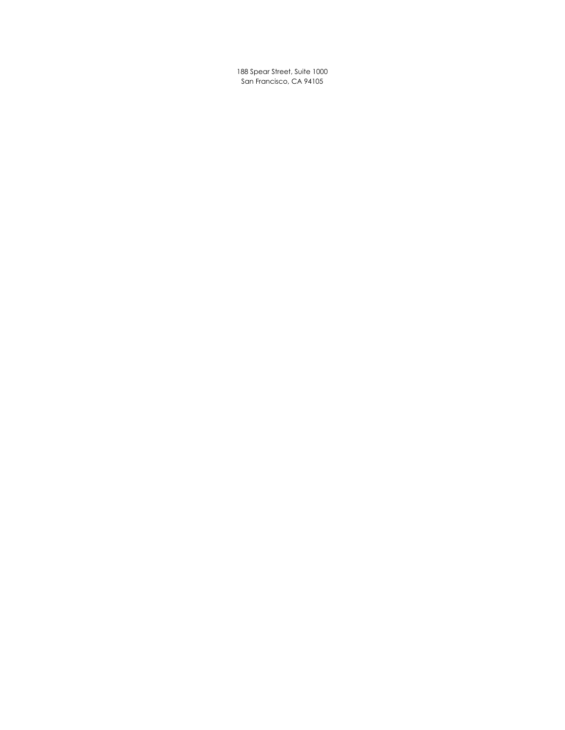188 Spear Street, Suite 1000
San Francisco, CA 94105